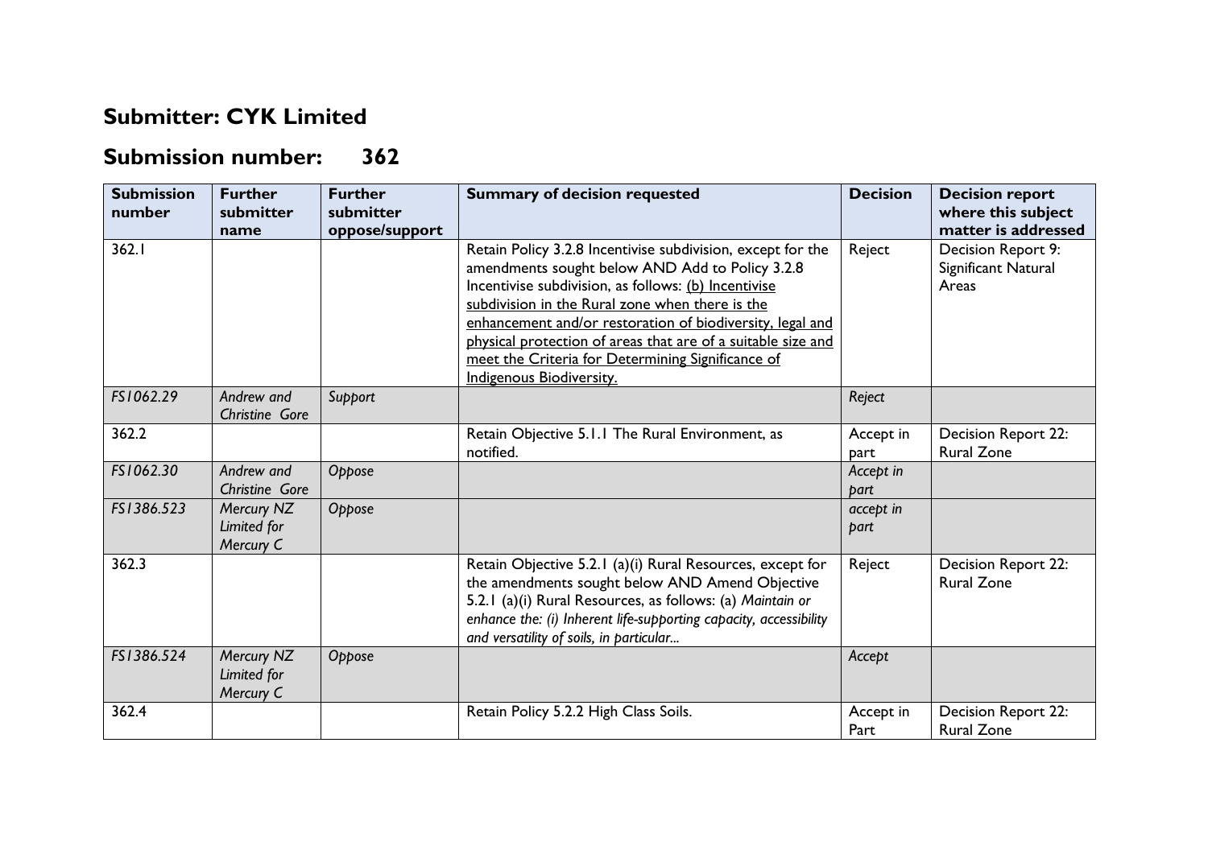## Submitter: CYK Limited

## Submission number: 362

| Submission number | Further submitter name | Further submitter oppose/support | Summary of decision requested | Decision | Decision report where this subject matter is addressed |
|---|---|---|---|---|---|
| 362.1 | | | Retain Policy 3.2.8 Incentivise subdivision, except for the amendments sought below AND Add to Policy 3.2.8 Incentivise subdivision, as follows: <u>(b) Incentivise subdivision in the Rural zone when there is the enhancement and/or restoration of biodiversity, legal and physical protection of areas that are of a suitable size and meet the Criteria for Determining Significance of Indigenous Biodiversity.</u> | Reject | Decision Report 9: Significant Natural Areas |
| *FS1062.29* | *Andrew and Christine Gore* | *Support* | | *Reject* | |
| 362.2 | | | Retain Objective 5.1.1 The Rural Environment, as notified. | Accept in part | Decision Report 22: Rural Zone |
| *FS1062.30* | *Andrew and Christine Gore* | *Oppose* | | *Accept in part* | |
| *FS1386.523* | *Mercury NZ Limited for Mercury C* | *Oppose* | | *accept in part* | |
| 362.3 | | | Retain Objective 5.2.1 (a)(i) Rural Resources, except for the amendments sought below AND Amend Objective 5.2.1 (a)(i) Rural Resources, as follows: (a) *Maintain or enhance the: (i) Inherent life-supporting capacity, accessibility and versatility of soils, in particular...* | Reject | Decision Report 22: Rural Zone |
| *FS1386.524* | *Mercury NZ Limited for Mercury C* | *Oppose* | | *Accept* | |
| 362.4 | | | Retain Policy 5.2.2 High Class Soils. | Accept in Part | Decision Report 22: Rural Zone |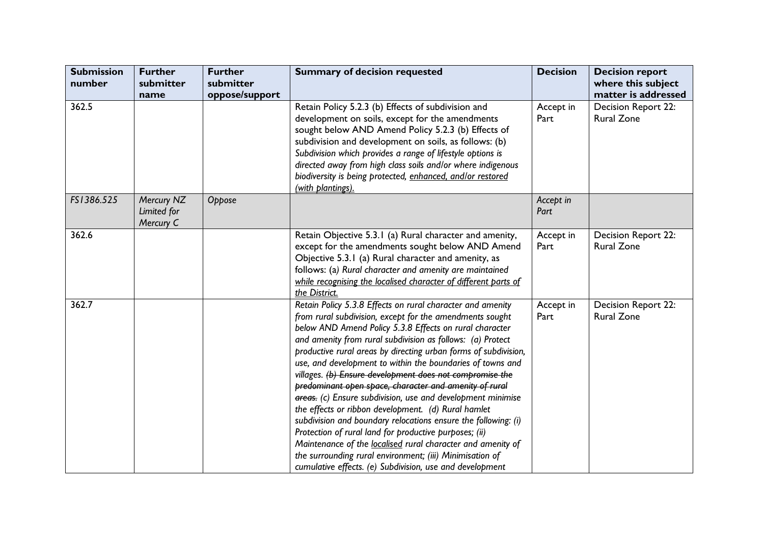| Submission number | Further submitter name | Further submitter oppose/support | Summary of decision requested | Decision | Decision report where this subject matter is addressed |
|---|---|---|---|---|---|
| 362.5 | | | Retain Policy 5.2.3 (b) Effects of subdivision and development on soils, except for the amendments sought below AND Amend Policy 5.2.3 (b) Effects of subdivision and development on soils, as follows: (b) *Subdivision which provides a range of lifestyle options is directed away from high class soils and/or where indigenous biodiversity is being protected, <u>enhanced, and/or restored (with plantings)</u>.* | Accept in Part | Decision Report 22: Rural Zone |
| *FS1386.525* | *Mercury NZ Limited for Mercury C* | *Oppose* | | *Accept in Part* | |
| 362.6 | | | Retain Objective 5.3.1 (a) Rural character and amenity, except for the amendments sought below AND Amend Objective 5.3.1 (a) Rural character and amenity, as follows: (a*) Rural character and amenity are maintained <u>while recognising the localised character of different parts of the District.</u>* | Accept in Part | Decision Report 22: Rural Zone |
| 362.7 | | | *Retain Policy 5.3.8 Effects on rural character and amenity from rural subdivision, except for the amendments sought below AND Amend Policy 5.3.8 Effects on rural character and amenity from rural subdivision as follows: (a) Protect productive rural areas by directing urban forms of subdivision, use, and development to within the boundaries of towns and villages. ~~(b) Ensure development does not compromise the predominant open space, character and amenity of rural areas.~~ (c) Ensure subdivision, use and development minimise the effects or ribbon development. (d) Rural hamlet subdivision and boundary relocations ensure the following: (i) Protection of rural land for productive purposes; (ii) Maintenance of the <u>localised</u> rural character and amenity of the surrounding rural environment; (iii) Minimisation of cumulative effects. (e) Subdivision, use and development* | Accept in Part | Decision Report 22: Rural Zone |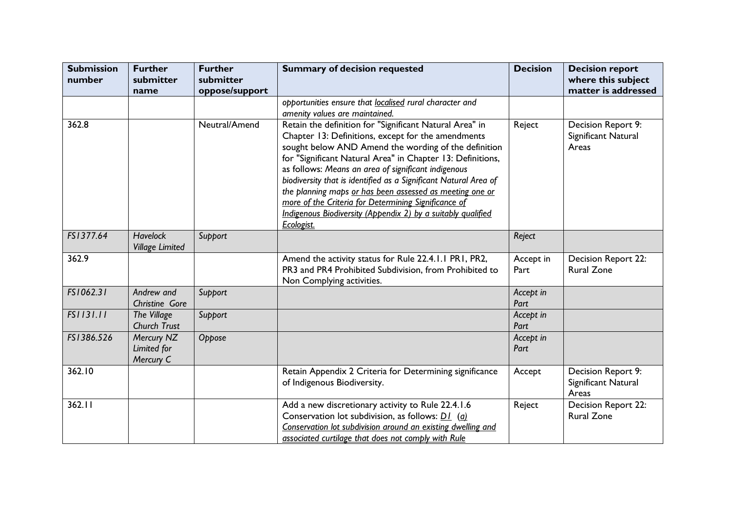| Submission number | Further submitter name | Further submitter oppose/support | Summary of decision requested | Decision | Decision report where this subject matter is addressed |
|---|---|---|---|---|---|
| | | | *opportunities ensure that localised rural character and amenity values are maintained.* | | |
| 362.8 | | Neutral/Amend | Retain the definition for "Significant Natural Area" in Chapter 13: Definitions, except for the amendments sought below AND Amend the wording of the definition for "Significant Natural Area" in Chapter 13: Definitions, as follows: *Means an area of significant indigenous biodiversity that is identified as a Significant Natural Area of the planning maps or has been assessed as meeting one or more of the Criteria for Determining Significance of Indigenous Biodiversity (Appendix 2) by a suitably qualified Ecologist.* | Reject | Decision Report 9: Significant Natural Areas |
| *FS1377.64* | *Havelock Village Limited* | *Support* | | *Reject* | |
| 362.9 | | | Amend the activity status for Rule 22.4.1.1 PR1, PR2, PR3 and PR4 Prohibited Subdivision, from Prohibited to Non Complying activities. | Accept in Part | Decision Report 22: Rural Zone |
| *FS1062.31* | *Andrew and Christine Gore* | *Support* | | *Accept in Part* | |
| *FS1131.11* | *The Village Church Trust* | *Support* | | *Accept in Part* | |
| *FS1386.526* | *Mercury NZ Limited for Mercury C* | *Oppose* | | *Accept in Part* | |
| 362.10 | | | Retain Appendix 2 Criteria for Determining significance of Indigenous Biodiversity. | Accept | Decision Report 9: Significant Natural Areas |
| 362.11 | | | Add a new discretionary activity to Rule 22.4.1.6 Conservation lot subdivision, as follows: *D1 (a) Conservation lot subdivision around an existing dwelling and associated curtilage that does not comply with Rule* | Reject | Decision Report 22: Rural Zone |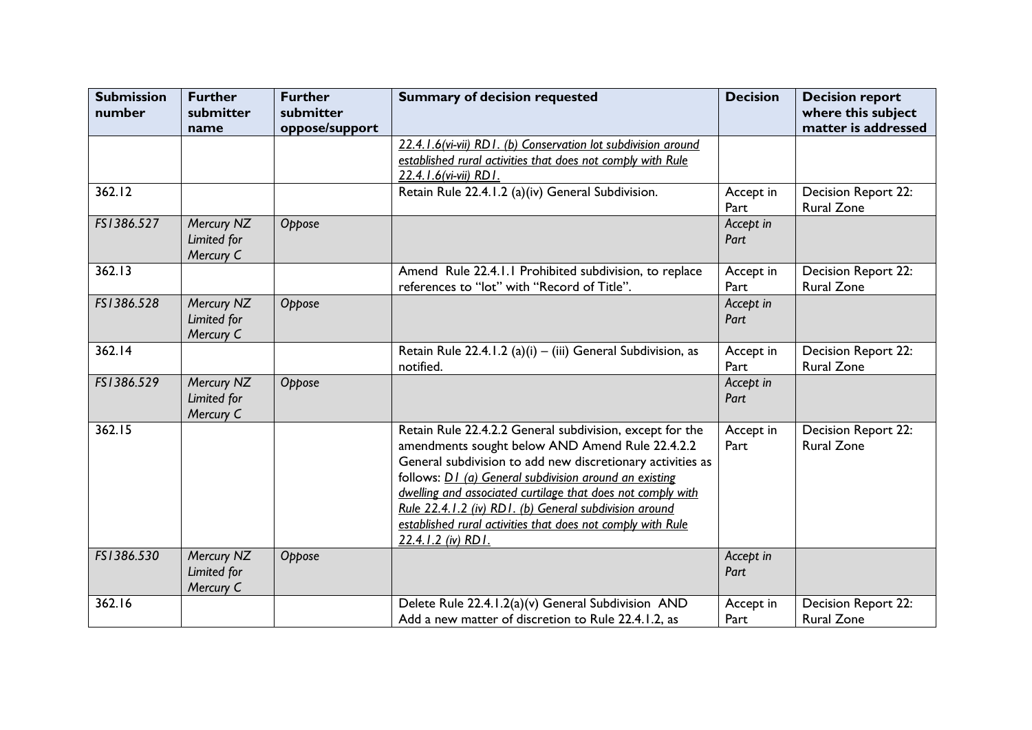| Submission number | Further submitter name | Further submitter oppose/support | Summary of decision requested | Decision | Decision report where this subject matter is addressed |
|---|---|---|---|---|---|
| | | | _22.4.1.6(vi-vii) RD1. (b) Conservation lot subdivision around established rural activities that does not comply with Rule 22.4.1.6(vi-vii) RD1._ | | |
| 362.12 | | | Retain Rule 22.4.1.2 (a)(iv) General Subdivision. | Accept in Part | Decision Report 22: Rural Zone |
| *FS1386.527* | *Mercury NZ Limited for Mercury C* | *Oppose* | | *Accept in Part* | |
| 362.13 | | | Amend Rule 22.4.1.1 Prohibited subdivision, to replace references to "lot" with "Record of Title". | Accept in Part | Decision Report 22: Rural Zone |
| *FS1386.528* | *Mercury NZ Limited for Mercury C* | *Oppose* | | *Accept in Part* | |
| 362.14 | | | Retain Rule 22.4.1.2 (a)(i) – (iii) General Subdivision, as notified. | Accept in Part | Decision Report 22: Rural Zone |
| *FS1386.529* | *Mercury NZ Limited for Mercury C* | *Oppose* | | *Accept in Part* | |
| 362.15 | | | Retain Rule 22.4.2.2 General subdivision, except for the amendments sought below AND Amend Rule 22.4.2.2 General subdivision to add new discretionary activities as follows: _D1 (a) General subdivision around an existing dwelling and associated curtilage that does not comply with Rule 22.4.1.2 (iv) RD1. (b) General subdivision around established rural activities that does not comply with Rule 22.4.1.2 (iv) RD1._ | Accept in Part | Decision Report 22: Rural Zone |
| *FS1386.530* | *Mercury NZ Limited for Mercury C* | *Oppose* | | *Accept in Part* | |
| 362.16 | | | Delete Rule 22.4.1.2(a)(v) General Subdivision AND Add a new matter of discretion to Rule 22.4.1.2, as | Accept in Part | Decision Report 22: Rural Zone |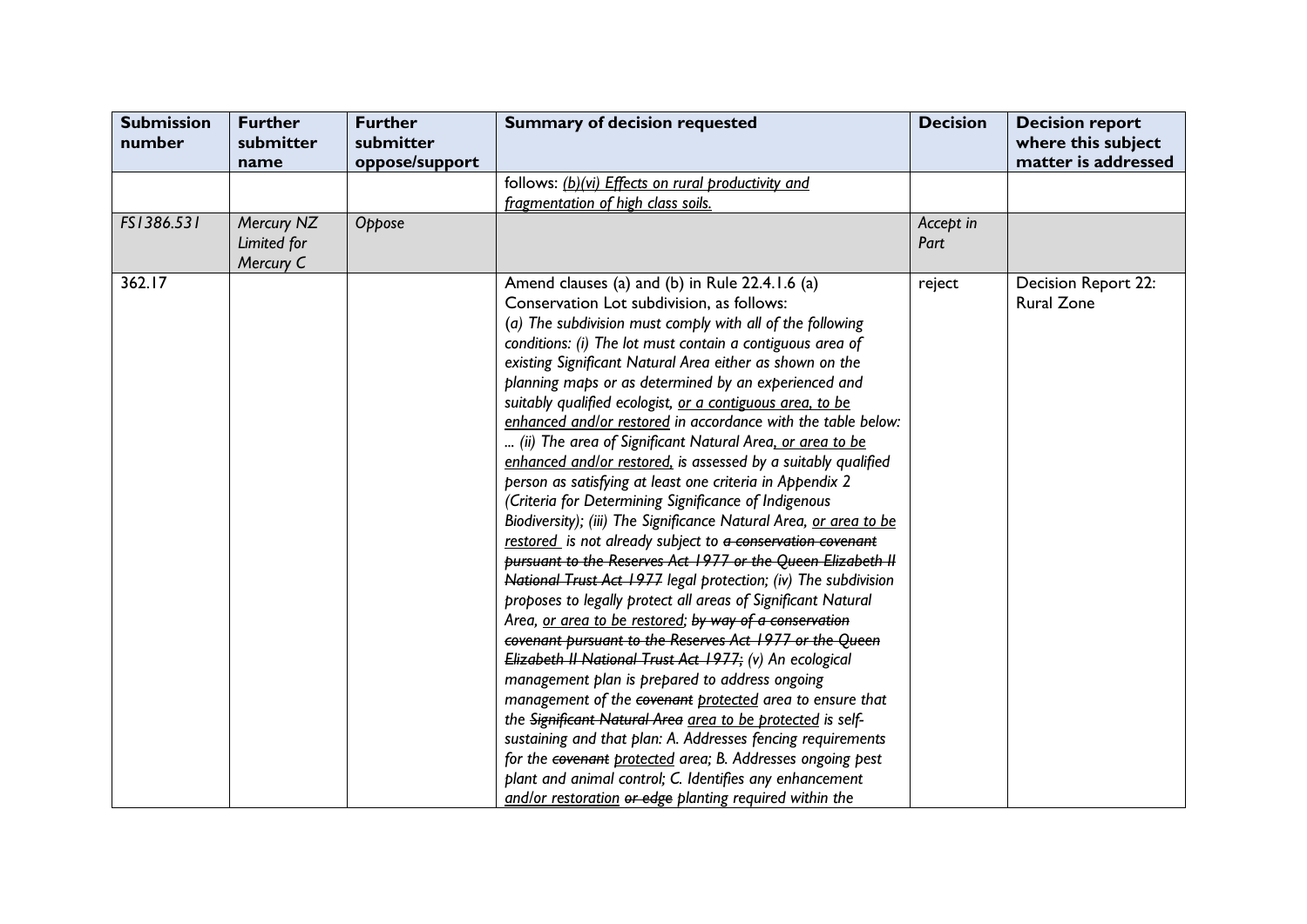| Submission number | Further submitter name | Further submitter oppose/support | Summary of decision requested | Decision | Decision report where this subject matter is addressed |
|---|---|---|---|---|---|
| | | | follows: <u>*(b)(vi) Effects on rural productivity and fragmentation of high class soils.*</u> | | |
| *FS1386.531* | *Mercury NZ Limited for Mercury C* | *Oppose* | | *Accept in Part* | |
| 362.17 | | | Amend clauses (a) and (b) in Rule 22.4.1.6 (a) Conservation Lot subdivision, as follows: *(a) The subdivision must comply with all of the following conditions: (i) The lot must contain a contiguous area of existing Significant Natural Area either as shown on the planning maps or as determined by an experienced and suitably qualified ecologist, <u>or a contiguous area, to be enhanced and/or restored</u> in accordance with the table below: ... (ii) The area of Significant Natural Area<u>, or area to be enhanced and/or restored,</u> is assessed by a suitably qualified person as satisfying at least one criteria in Appendix 2 (Criteria for Determining Significance of Indigenous Biodiversity); (iii) The Significance Natural Area, <u>or area to be restored</u> is not already subject to ~~a conservation covenant pursuant to the Reserves Act 1977 or the Queen Elizabeth II National Trust Act 1977~~ legal protection; (iv) The subdivision proposes to legally protect all areas of Significant Natural Area, <u>or area to be restored</u>; ~~by way of a conservation covenant pursuant to the Reserves Act 1977 or the Queen Elizabeth II National Trust Act 1977;~~ (v) An ecological management plan is prepared to address ongoing management of the ~~covenant~~ <u>protected</u> area to ensure that the ~~Significant Natural Area~~ <u>area to be protected</u> is self-sustaining and that plan: A. Addresses fencing requirements for the ~~covenant~~ <u>protected</u> area; B. Addresses ongoing pest plant and animal control; C. Identifies any enhancement <u>and/or restoration</u> ~~or edge~~ planting required within the* | reject | Decision Report 22: Rural Zone |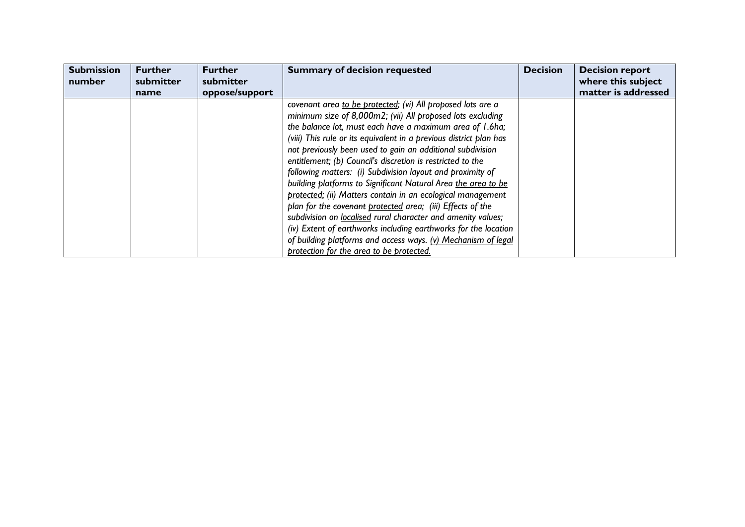| Submission number | Further submitter name | Further submitter oppose/support | Summary of decision requested | Decision | Decision report where this subject matter is addressed |
|---|---|---|---|---|---|
| | | | *~~covenant~~ area <u>to be protected</u>; (vi) All proposed lots are a minimum size of 8,000m2; (vii) All proposed lots excluding the balance lot, must each have a maximum area of 1.6ha; (viii) This rule or its equivalent in a previous district plan has not previously been used to gain an additional subdivision entitlement; (b) Council's discretion is restricted to the following matters: (i) Subdivision layout and proximity of building platforms to ~~Significant Natural Area~~ <u>the area to be protected;</u> (ii) Matters contain in an ecological management plan for the ~~covenant~~ <u>protected</u> area; (iii) Effects of the subdivision on <u>localised</u> rural character and amenity values; (iv) Extent of earthworks including earthworks for the location of building platforms and access ways. <u>(v) Mechanism of legal protection for the area to be protected.</u>* | | |